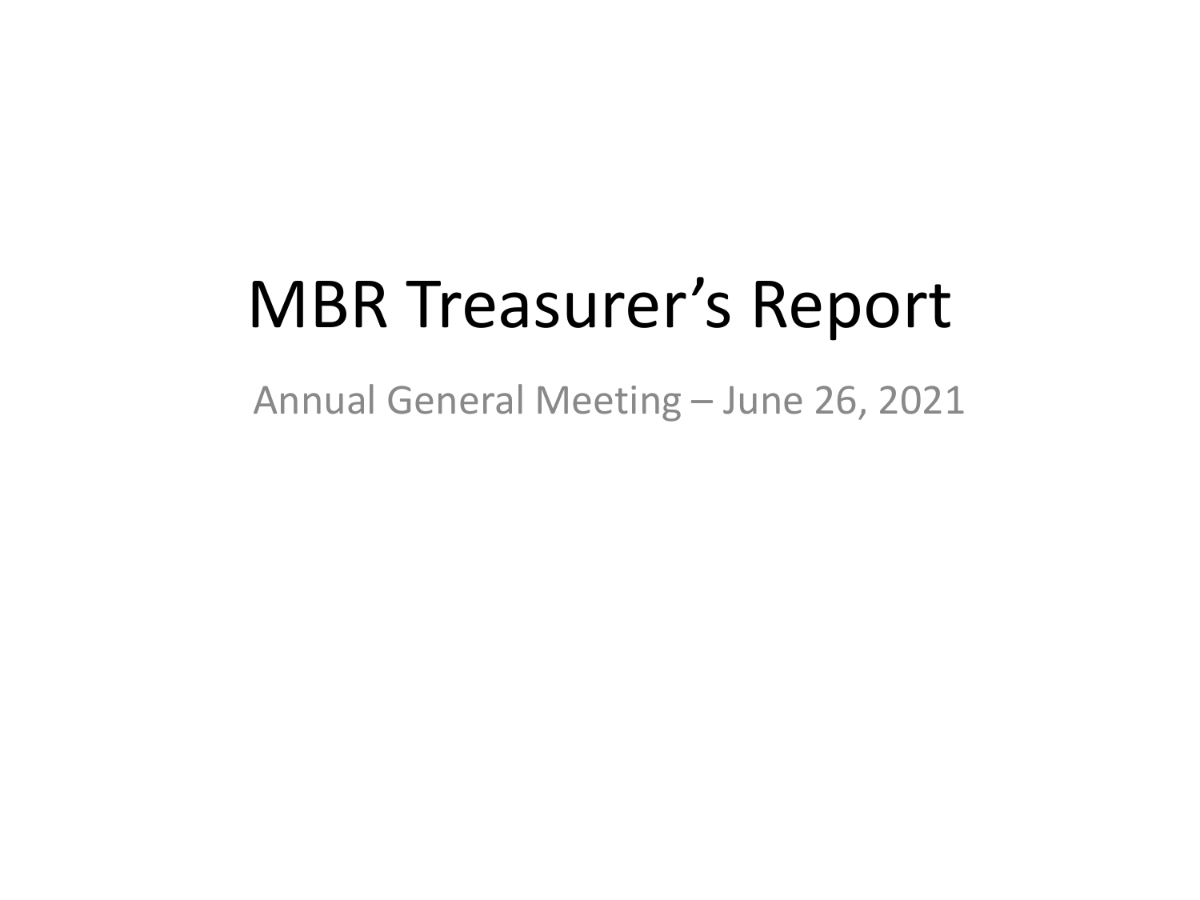# MBR Treasurer's Report

Annual General Meeting – June 26, 2021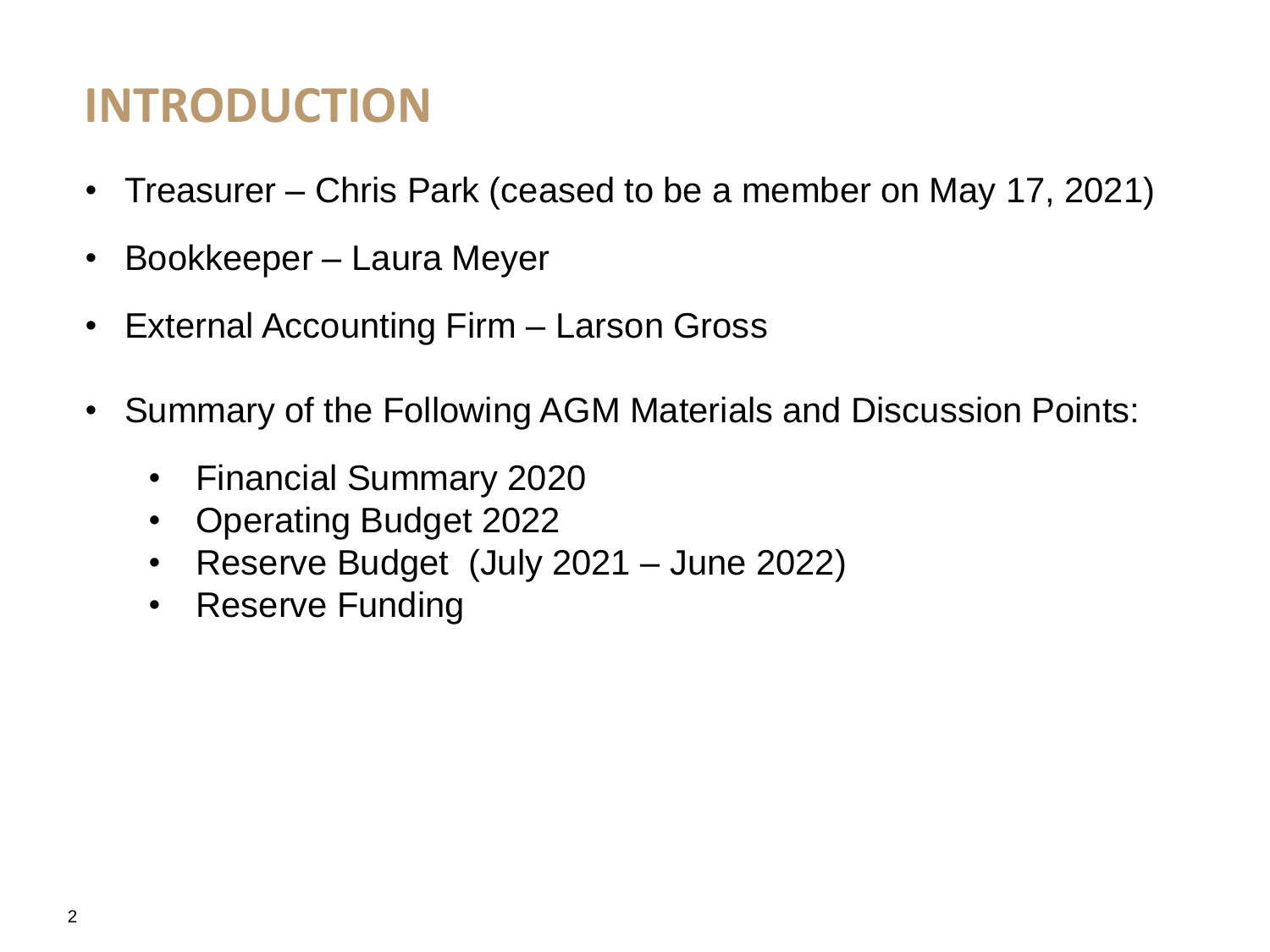# INTRODUCTION

- Treasurer – Chris Park (ceased to be a member on May 17, 2021)
- Bookkeeper – Laura Meyer
- External Accounting Firm – Larson Gross
- Summary of the Following AGM Materials and Discussion Points:
  - Financial Summary 2020
  - Operating Budget 2022
  - Reserve Budget (July 2021 – June 2022)
  - Reserve Funding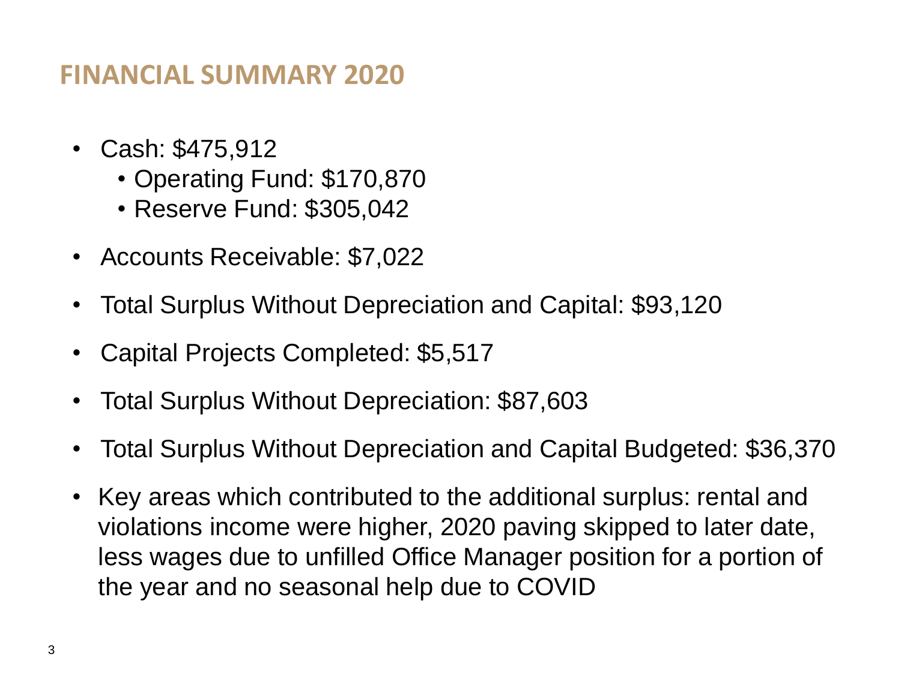# FINANCIAL SUMMARY 2020

- Cash: $475,912
  - Operating Fund: $170,870
  - Reserve Fund: $305,042
- Accounts Receivable: $7,022
- Total Surplus Without Depreciation and Capital: $93,120
- Capital Projects Completed: $5,517
- Total Surplus Without Depreciation: $87,603
- Total Surplus Without Depreciation and Capital Budgeted: $36,370
- Key areas which contributed to the additional surplus: rental and violations income were higher, 2020 paving skipped to later date, less wages due to unfilled Office Manager position for a portion of the year and no seasonal help due to COVID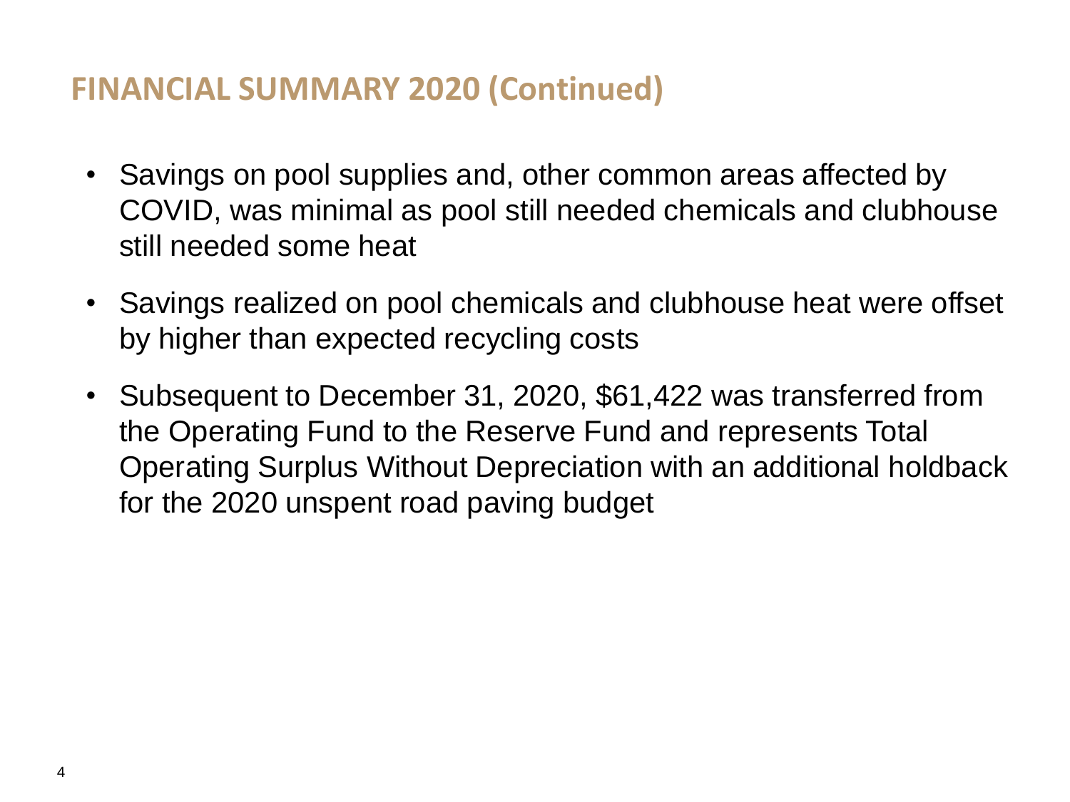## FINANCIAL SUMMARY 2020 (Continued)

- Savings on pool supplies and, other common areas affected by COVID, was minimal as pool still needed chemicals and clubhouse still needed some heat
- Savings realized on pool chemicals and clubhouse heat were offset by higher than expected recycling costs
- Subsequent to December 31, 2020, $61,422 was transferred from the Operating Fund to the Reserve Fund and represents Total Operating Surplus Without Depreciation with an additional holdback for the 2020 unspent road paving budget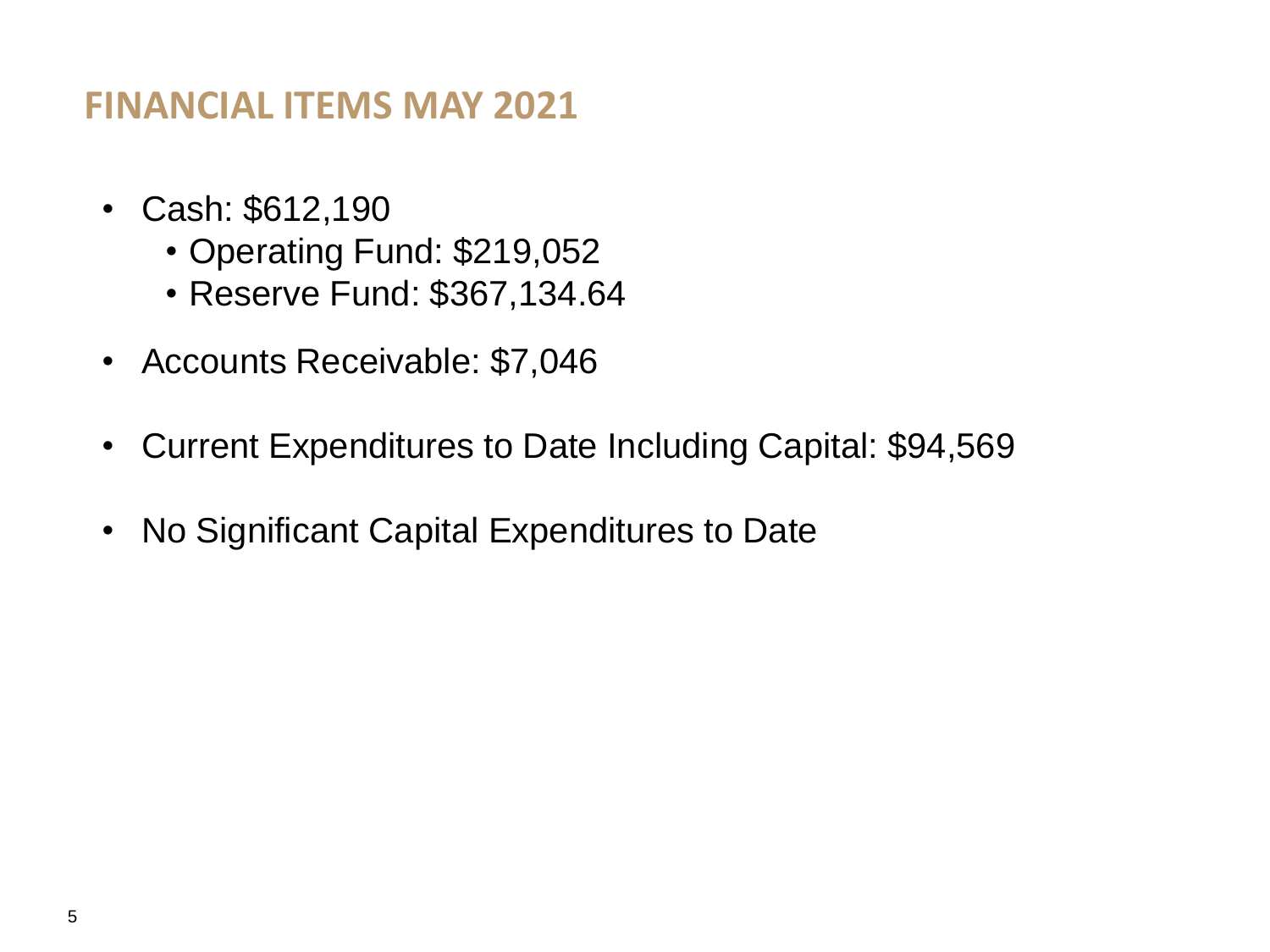# FINANCIAL ITEMS MAY 2021

- Cash: $612,190
  - Operating Fund: $219,052
  - Reserve Fund: $367,134.64
- Accounts Receivable: $7,046
- Current Expenditures to Date Including Capital: $94,569
- No Significant Capital Expenditures to Date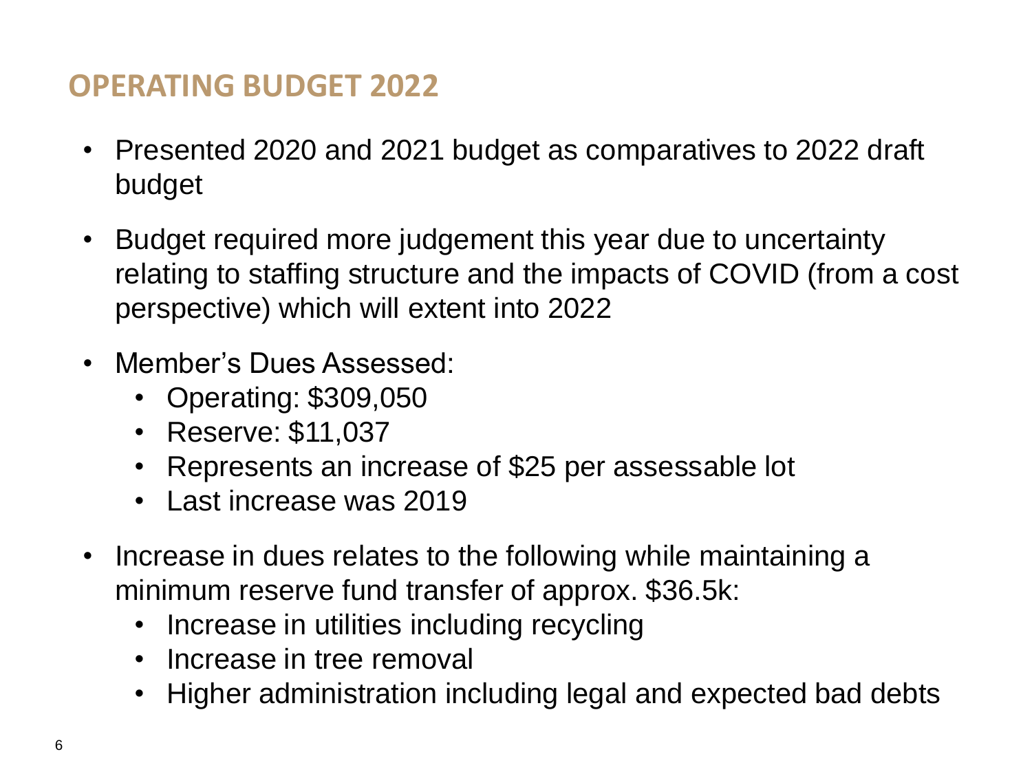## OPERATING BUDGET 2022

- Presented 2020 and 2021 budget as comparatives to 2022 draft budget
- Budget required more judgement this year due to uncertainty relating to staffing structure and the impacts of COVID (from a cost perspective) which will extent into 2022
- Member's Dues Assessed:
  - Operating: $309,050
  - Reserve: $11,037
  - Represents an increase of $25 per assessable lot
  - Last increase was 2019
- Increase in dues relates to the following while maintaining a minimum reserve fund transfer of approx. $36.5k:
  - Increase in utilities including recycling
  - Increase in tree removal
  - Higher administration including legal and expected bad debts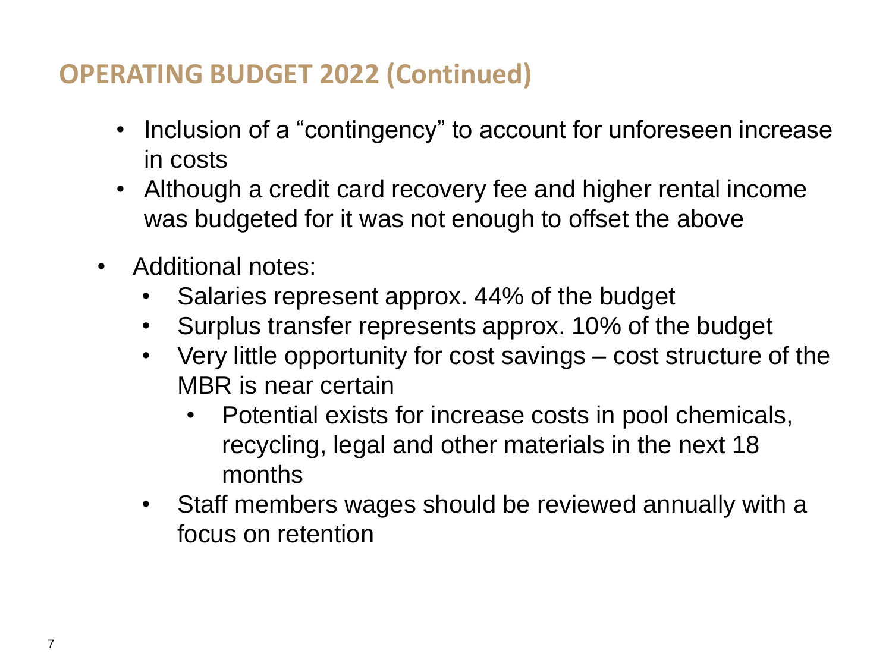## OPERATING BUDGET 2022 (Continued)

- Inclusion of a "contingency" to account for unforeseen increase in costs
- Although a credit card recovery fee and higher rental income was budgeted for it was not enough to offset the above

- Additional notes:
  - Salaries represent approx. 44% of the budget
  - Surplus transfer represents approx. 10% of the budget
  - Very little opportunity for cost savings – cost structure of the MBR is near certain
    - Potential exists for increase costs in pool chemicals, recycling, legal and other materials in the next 18 months
  - Staff members wages should be reviewed annually with a focus on retention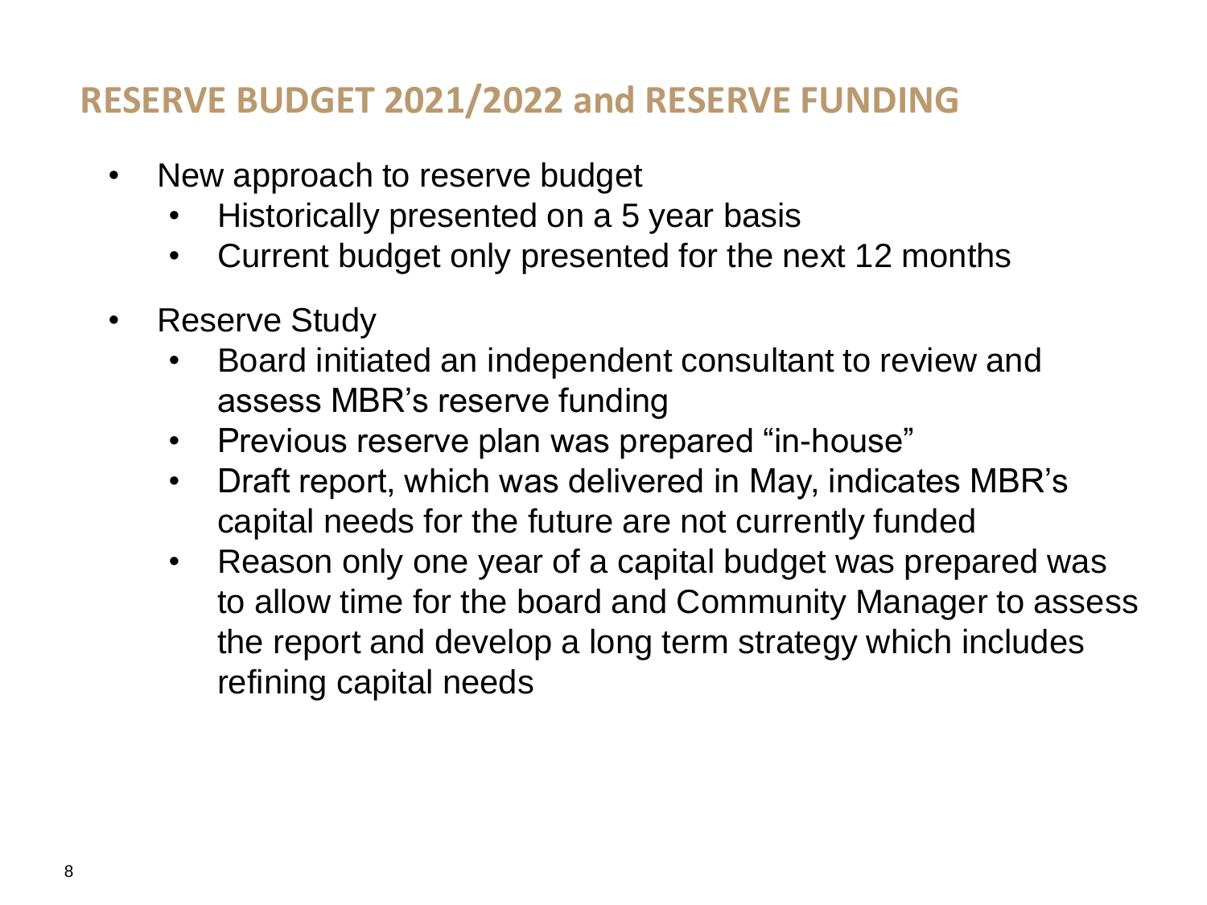## RESERVE BUDGET 2021/2022 and RESERVE FUNDING

- New approach to reserve budget
  - Historically presented on a 5 year basis
  - Current budget only presented for the next 12 months
- Reserve Study
  - Board initiated an independent consultant to review and assess MBR's reserve funding
  - Previous reserve plan was prepared "in-house"
  - Draft report, which was delivered in May, indicates MBR's capital needs for the future are not currently funded
  - Reason only one year of a capital budget was prepared was to allow time for the board and Community Manager to assess the report and develop a long term strategy which includes refining capital needs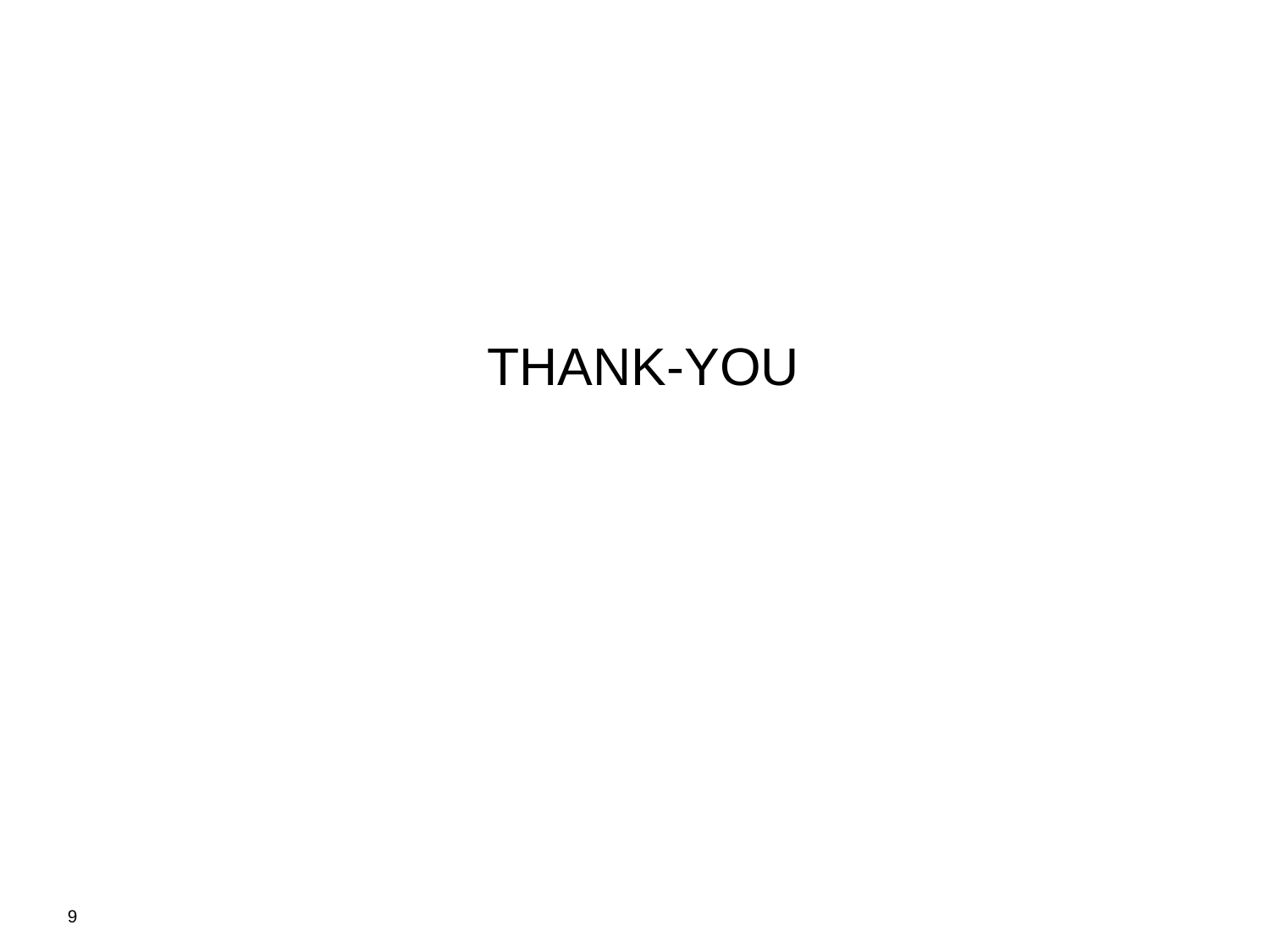THANK-YOU